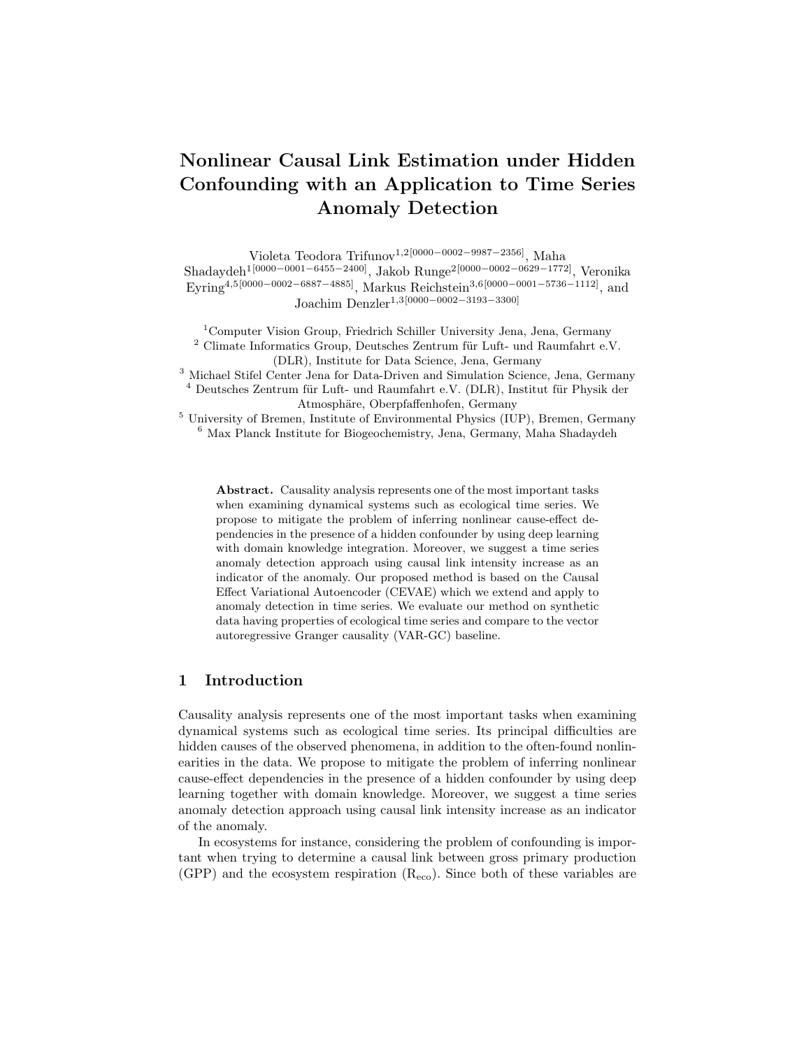# Nonlinear Causal Link Estimation under Hidden Confounding with an Application to Time Series Anomaly Detection

Violeta Teodora Trifunov[1,2][0000−0002−9987−2356], Maha Shadaydeh[1][0000−0001−6455−2400], Jakob Runge[2][0000−0002−0629−1772], Veronika Eyring[4,5][0000−0002−6887−4885], Markus Reichstein[3,6][0000−0001−5736−1112], and Joachim Denzler[1,3][0000−0002−3193−3300]

[1] Computer Vision Group, Friedrich Schiller University Jena, Jena, Germany
[2] Climate Informatics Group, Deutsches Zentrum für Luft- und Raumfahrt e.V. (DLR), Institute for Data Science, Jena, Germany
[3] Michael Stifel Center Jena for Data-Driven and Simulation Science, Jena, Germany
[4] Deutsches Zentrum für Luft- und Raumfahrt e.V. (DLR), Institut für Physik der Atmosphäre, Oberpfaffenhofen, Germany
[5] University of Bremen, Institute of Environmental Physics (IUP), Bremen, Germany
[6] Max Planck Institute for Biogeochemistry, Jena, Germany, Maha Shadaydeh

**Abstract.** Causality analysis represents one of the most important tasks when examining dynamical systems such as ecological time series. We propose to mitigate the problem of inferring nonlinear cause-effect dependencies in the presence of a hidden confounder by using deep learning with domain knowledge integration. Moreover, we suggest a time series anomaly detection approach using causal link intensity increase as an indicator of the anomaly. Our proposed method is based on the Causal Effect Variational Autoencoder (CEVAE) which we extend and apply to anomaly detection in time series. We evaluate our method on synthetic data having properties of ecological time series and compare to the vector autoregressive Granger causality (VAR-GC) baseline.

## 1 Introduction

Causality analysis represents one of the most important tasks when examining dynamical systems such as ecological time series. Its principal difficulties are hidden causes of the observed phenomena, in addition to the often-found nonlinearities in the data. We propose to mitigate the problem of inferring nonlinear cause-effect dependencies in the presence of a hidden confounder by using deep learning together with domain knowledge. Moreover, we suggest a time series anomaly detection approach using causal link intensity increase as an indicator of the anomaly.

In ecosystems for instance, considering the problem of confounding is important when trying to determine a causal link between gross primary production (GPP) and the ecosystem respiration ($R_{eco}$). Since both of these variables are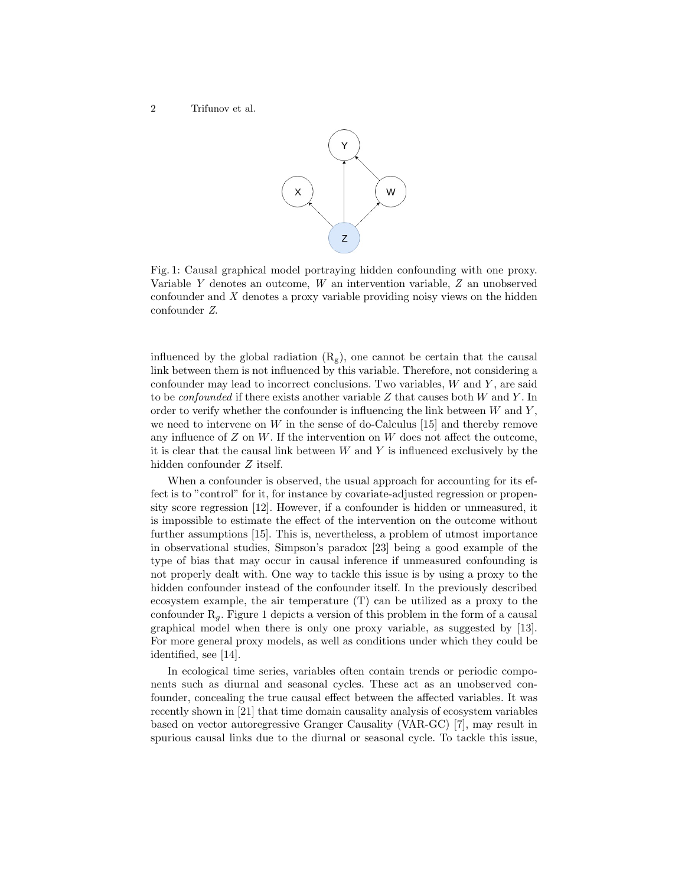Fig. 1: Causal graphical model portraying hidden confounding with one proxy. Variable $Y$ denotes an outcome, $W$ an intervention variable, $Z$ an unobserved confounder and $X$ denotes a proxy variable providing noisy views on the hidden confounder $Z$.

influenced by the global radiation ($R_g$), one cannot be certain that the causal link between them is not influenced by this variable. Therefore, not considering a confounder may lead to incorrect conclusions. Two variables, $W$ and $Y$, are said to be *confounded* if there exists another variable $Z$ that causes both $W$ and $Y$. In order to verify whether the confounder is influencing the link between $W$ and $Y$, we need to intervene on $W$ in the sense of do-Calculus [15] and thereby remove any influence of $Z$ on $W$. If the intervention on $W$ does not affect the outcome, it is clear that the causal link between $W$ and $Y$ is influenced exclusively by the hidden confounder $Z$ itself.

When a confounder is observed, the usual approach for accounting for its effect is to "control" for it, for instance by covariate-adjusted regression or propensity score regression [12]. However, if a confounder is hidden or unmeasured, it is impossible to estimate the effect of the intervention on the outcome without further assumptions [15]. This is, nevertheless, a problem of utmost importance in observational studies, Simpson's paradox [23] being a good example of the type of bias that may occur in causal inference if unmeasured confounding is not properly dealt with. One way to tackle this issue is by using a proxy to the hidden confounder instead of the confounder itself. In the previously described ecosystem example, the air temperature (T) can be utilized as a proxy to the confounder $R_g$. Figure 1 depicts a version of this problem in the form of a causal graphical model when there is only one proxy variable, as suggested by [13]. For more general proxy models, as well as conditions under which they could be identified, see [14].

In ecological time series, variables often contain trends or periodic components such as diurnal and seasonal cycles. These act as an unobserved confounder, concealing the true causal effect between the affected variables. It was recently shown in [21] that time domain causality analysis of ecosystem variables based on vector autoregressive Granger Causality (VAR-GC) [7], may result in spurious causal links due to the diurnal or seasonal cycle. To tackle this issue,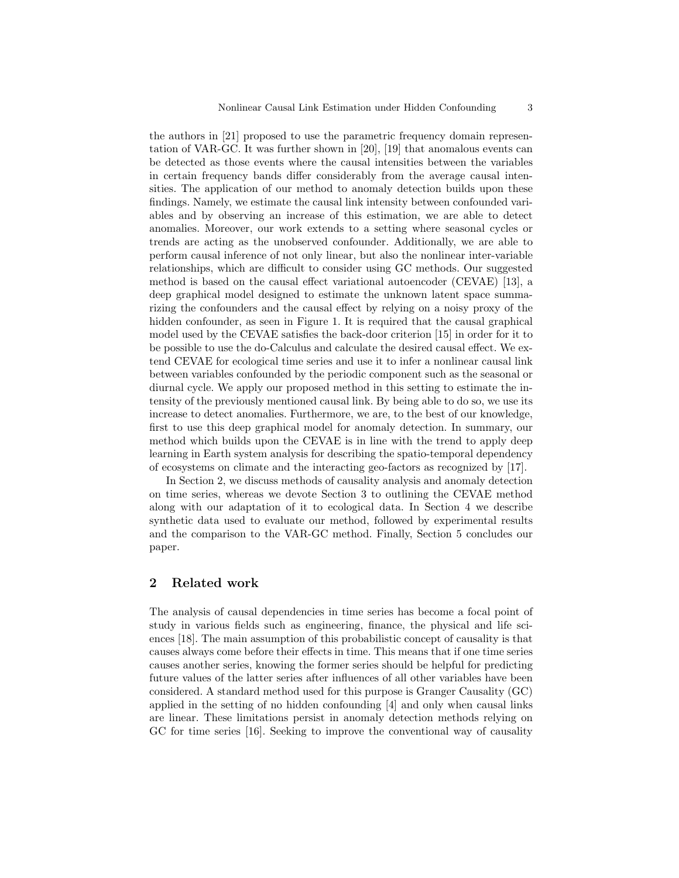the authors in [21] proposed to use the parametric frequency domain representation of VAR-GC. It was further shown in [20], [19] that anomalous events can be detected as those events where the causal intensities between the variables in certain frequency bands differ considerably from the average causal intensities. The application of our method to anomaly detection builds upon these findings. Namely, we estimate the causal link intensity between confounded variables and by observing an increase of this estimation, we are able to detect anomalies. Moreover, our work extends to a setting where seasonal cycles or trends are acting as the unobserved confounder. Additionally, we are able to perform causal inference of not only linear, but also the nonlinear inter-variable relationships, which are difficult to consider using GC methods. Our suggested method is based on the causal effect variational autoencoder (CEVAE) [13], a deep graphical model designed to estimate the unknown latent space summarizing the confounders and the causal effect by relying on a noisy proxy of the hidden confounder, as seen in Figure 1. It is required that the causal graphical model used by the CEVAE satisfies the back-door criterion [15] in order for it to be possible to use the do-Calculus and calculate the desired causal effect. We extend CEVAE for ecological time series and use it to infer a nonlinear causal link between variables confounded by the periodic component such as the seasonal or diurnal cycle. We apply our proposed method in this setting to estimate the intensity of the previously mentioned causal link. By being able to do so, we use its increase to detect anomalies. Furthermore, we are, to the best of our knowledge, first to use this deep graphical model for anomaly detection. In summary, our method which builds upon the CEVAE is in line with the trend to apply deep learning in Earth system analysis for describing the spatio-temporal dependency of ecosystems on climate and the interacting geo-factors as recognized by [17].

In Section 2, we discuss methods of causality analysis and anomaly detection on time series, whereas we devote Section 3 to outlining the CEVAE method along with our adaptation of it to ecological data. In Section 4 we describe synthetic data used to evaluate our method, followed by experimental results and the comparison to the VAR-GC method. Finally, Section 5 concludes our paper.

## 2 Related work

The analysis of causal dependencies in time series has become a focal point of study in various fields such as engineering, finance, the physical and life sciences [18]. The main assumption of this probabilistic concept of causality is that causes always come before their effects in time. This means that if one time series causes another series, knowing the former series should be helpful for predicting future values of the latter series after influences of all other variables have been considered. A standard method used for this purpose is Granger Causality (GC) applied in the setting of no hidden confounding [4] and only when causal links are linear. These limitations persist in anomaly detection methods relying on GC for time series [16]. Seeking to improve the conventional way of causality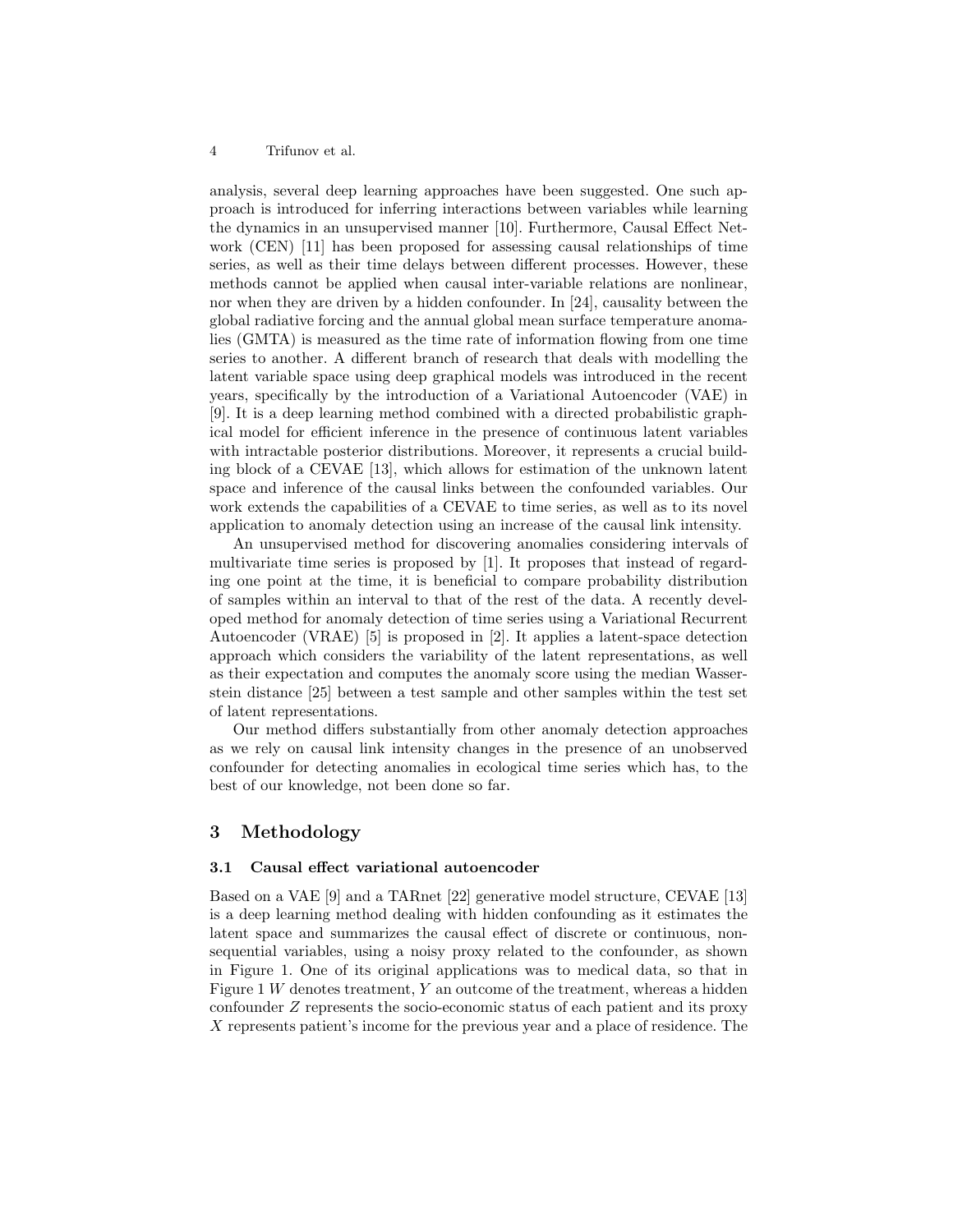analysis, several deep learning approaches have been suggested. One such approach is introduced for inferring interactions between variables while learning the dynamics in an unsupervised manner [10]. Furthermore, Causal Effect Network (CEN) [11] has been proposed for assessing causal relationships of time series, as well as their time delays between different processes. However, these methods cannot be applied when causal inter-variable relations are nonlinear, nor when they are driven by a hidden confounder. In [24], causality between the global radiative forcing and the annual global mean surface temperature anomalies (GMTA) is measured as the time rate of information flowing from one time series to another. A different branch of research that deals with modelling the latent variable space using deep graphical models was introduced in the recent years, specifically by the introduction of a Variational Autoencoder (VAE) in [9]. It is a deep learning method combined with a directed probabilistic graphical model for efficient inference in the presence of continuous latent variables with intractable posterior distributions. Moreover, it represents a crucial building block of a CEVAE [13], which allows for estimation of the unknown latent space and inference of the causal links between the confounded variables. Our work extends the capabilities of a CEVAE to time series, as well as to its novel application to anomaly detection using an increase of the causal link intensity.

An unsupervised method for discovering anomalies considering intervals of multivariate time series is proposed by [1]. It proposes that instead of regarding one point at the time, it is beneficial to compare probability distribution of samples within an interval to that of the rest of the data. A recently developed method for anomaly detection of time series using a Variational Recurrent Autoencoder (VRAE) [5] is proposed in [2]. It applies a latent-space detection approach which considers the variability of the latent representations, as well as their expectation and computes the anomaly score using the median Wasserstein distance [25] between a test sample and other samples within the test set of latent representations.

Our method differs substantially from other anomaly detection approaches as we rely on causal link intensity changes in the presence of an unobserved confounder for detecting anomalies in ecological time series which has, to the best of our knowledge, not been done so far.

## 3 Methodology

### 3.1 Causal effect variational autoencoder

Based on a VAE [9] and a TARnet [22] generative model structure, CEVAE [13] is a deep learning method dealing with hidden confounding as it estimates the latent space and summarizes the causal effect of discrete or continuous, non-sequential variables, using a noisy proxy related to the confounder, as shown in Figure 1. One of its original applications was to medical data, so that in Figure 1 $W$ denotes treatment, $Y$ an outcome of the treatment, whereas a hidden confounder $Z$ represents the socio-economic status of each patient and its proxy $X$ represents patient's income for the previous year and a place of residence. The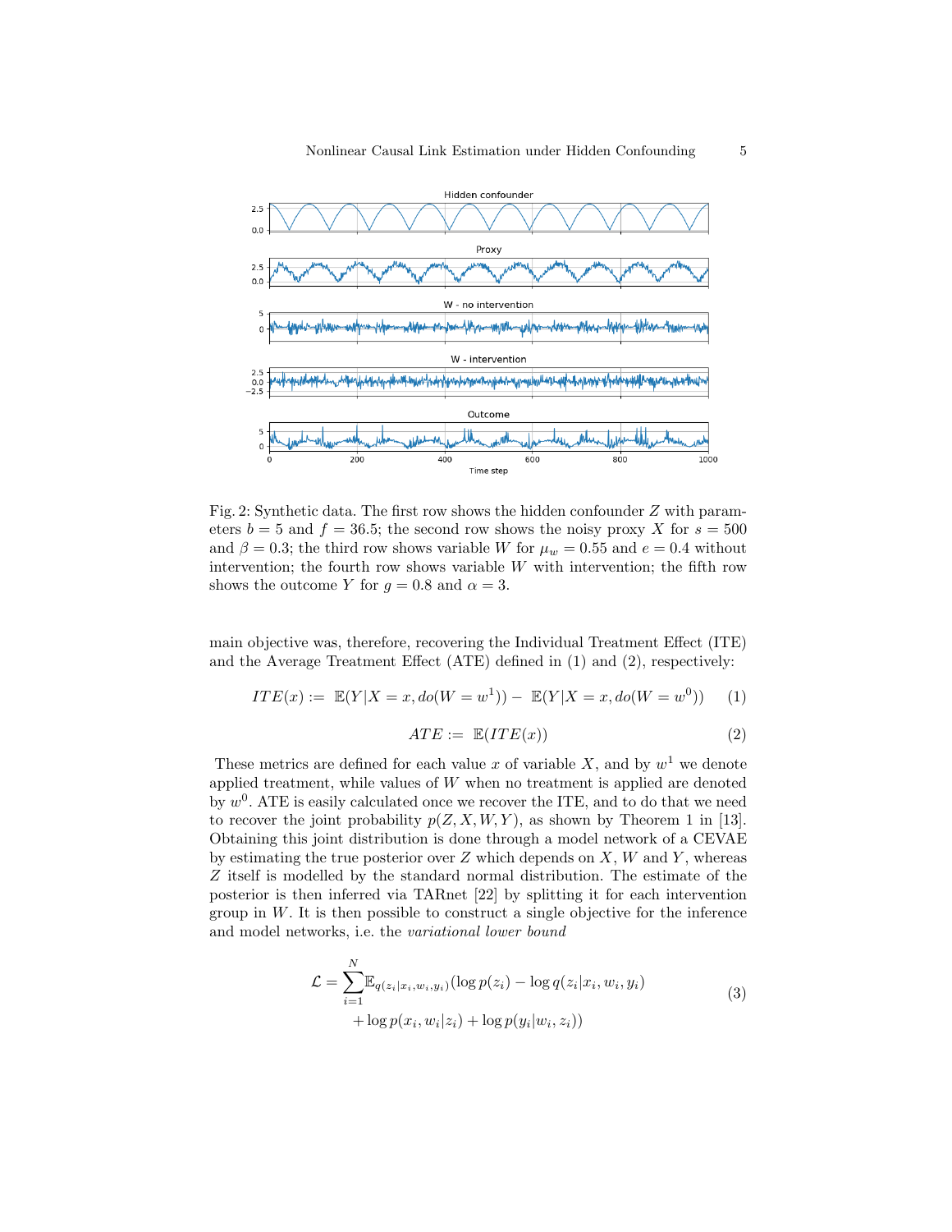Fig. 2: Synthetic data. The first row shows the hidden confounder $Z$ with parameters $b = 5$ and $f = 36.5$; the second row shows the noisy proxy $X$ for $s = 500$ and $\beta = 0.3$; the third row shows variable $W$ for $\mu_w = 0.55$ and $e = 0.4$ without intervention; the fourth row shows variable $W$ with intervention; the fifth row shows the outcome $Y$ for $g = 0.8$ and $\alpha = 3$.

main objective was, therefore, recovering the Individual Treatment Effect (ITE) and the Average Treatment Effect (ATE) defined in (1) and (2), respectively:

$$ITE(x) := \mathbb{E}(Y|X = x, do(W = w^1)) - \mathbb{E}(Y|X = x, do(W = w^0)) \tag{1}$$

$$ATE := \mathbb{E}(ITE(x)) \tag{2}$$

These metrics are defined for each value $x$ of variable $X$, and by $w^1$ we denote applied treatment, while values of $W$ when no treatment is applied are denoted by $w^0$. ATE is easily calculated once we recover the ITE, and to do that we need to recover the joint probability $p(Z, X, W, Y)$, as shown by Theorem 1 in [13]. Obtaining this joint distribution is done through a model network of a CEVAE by estimating the true posterior over $Z$ which depends on $X$, $W$ and $Y$, whereas $Z$ itself is modelled by the standard normal distribution. The estimate of the posterior is then inferred via TARnet [22] by splitting it for each intervention group in $W$. It is then possible to construct a single objective for the inference and model networks, i.e. the *variational lower bound*

$$\begin{aligned}\mathcal{L} = \sum_{i=1}^{N} \mathbb{E}_{q(z_i|x_i,w_i,y_i)}(&\log p(z_i) - \log q(z_i|x_i, w_i, y_i) \\ &+ \log p(x_i, w_i|z_i) + \log p(y_i|w_i, z_i))\end{aligned} \tag{3}$$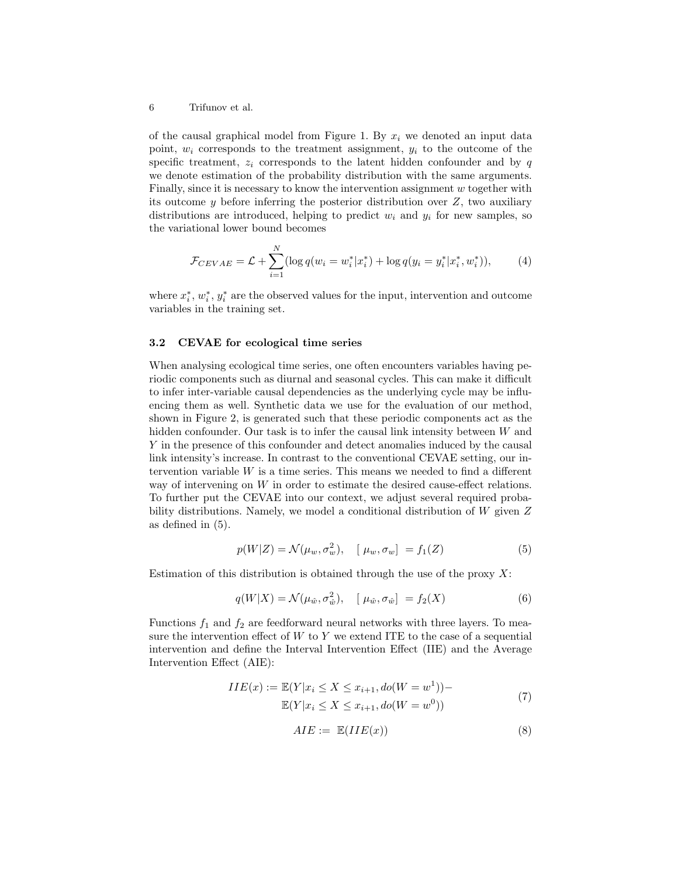of the causal graphical model from Figure 1. By $x_i$ we denoted an input data point, $w_i$ corresponds to the treatment assignment, $y_i$ to the outcome of the specific treatment, $z_i$ corresponds to the latent hidden confounder and by $q$ we denote estimation of the probability distribution with the same arguments. Finally, since it is necessary to know the intervention assignment $w$ together with its outcome $y$ before inferring the posterior distribution over $Z$, two auxiliary distributions are introduced, helping to predict $w_i$ and $y_i$ for new samples, so the variational lower bound becomes

$$\mathcal{F}_{CEVAE} = \mathcal{L} + \sum_{i=1}^{N} (\log q(w_i = w_i^* | x_i^*) + \log q(y_i = y_i^* | x_i^*, w_i^*)), \tag{4}$$

where $x_i^*$, $w_i^*$, $y_i^*$ are the observed values for the input, intervention and outcome variables in the training set.

### 3.2 CEVAE for ecological time series

When analysing ecological time series, one often encounters variables having periodic components such as diurnal and seasonal cycles. This can make it difficult to infer inter-variable causal dependencies as the underlying cycle may be influencing them as well. Synthetic data we use for the evaluation of our method, shown in Figure 2, is generated such that these periodic components act as the hidden confounder. Our task is to infer the causal link intensity between $W$ and $Y$ in the presence of this confounder and detect anomalies induced by the causal link intensity's increase. In contrast to the conventional CEVAE setting, our intervention variable $W$ is a time series. This means we needed to find a different way of intervening on $W$ in order to estimate the desired cause-effect relations. To further put the CEVAE into our context, we adjust several required probability distributions. Namely, we model a conditional distribution of $W$ given $Z$ as defined in (5).

$$p(W|Z) = \mathcal{N}(\mu_w, \sigma_w^2), \quad [\ \mu_w, \sigma_w] \ = f_1(Z) \tag{5}$$

Estimation of this distribution is obtained through the use of the proxy $X$:

$$q(W|X) = \mathcal{N}(\mu_{\hat{w}}, \sigma_{\hat{w}}^2), \quad [\ \mu_{\hat{w}}, \sigma_{\hat{w}}] \ = f_2(X) \tag{6}$$

Functions $f_1$ and $f_2$ are feedforward neural networks with three layers. To measure the intervention effect of $W$ to $Y$ we extend ITE to the case of a sequential intervention and define the Interval Intervention Effect (IIE) and the Average Intervention Effect (AIE):

$$\begin{aligned} IIE(x) := \ & \mathbb{E}(Y | x_i \leq X \leq x_{i+1}, do(W = w^1)) - \\ & \mathbb{E}(Y | x_i \leq X \leq x_{i+1}, do(W = w^0)) \end{aligned} \tag{7}$$

$$AIE := \ \mathbb{E}(IIE(x)) \tag{8}$$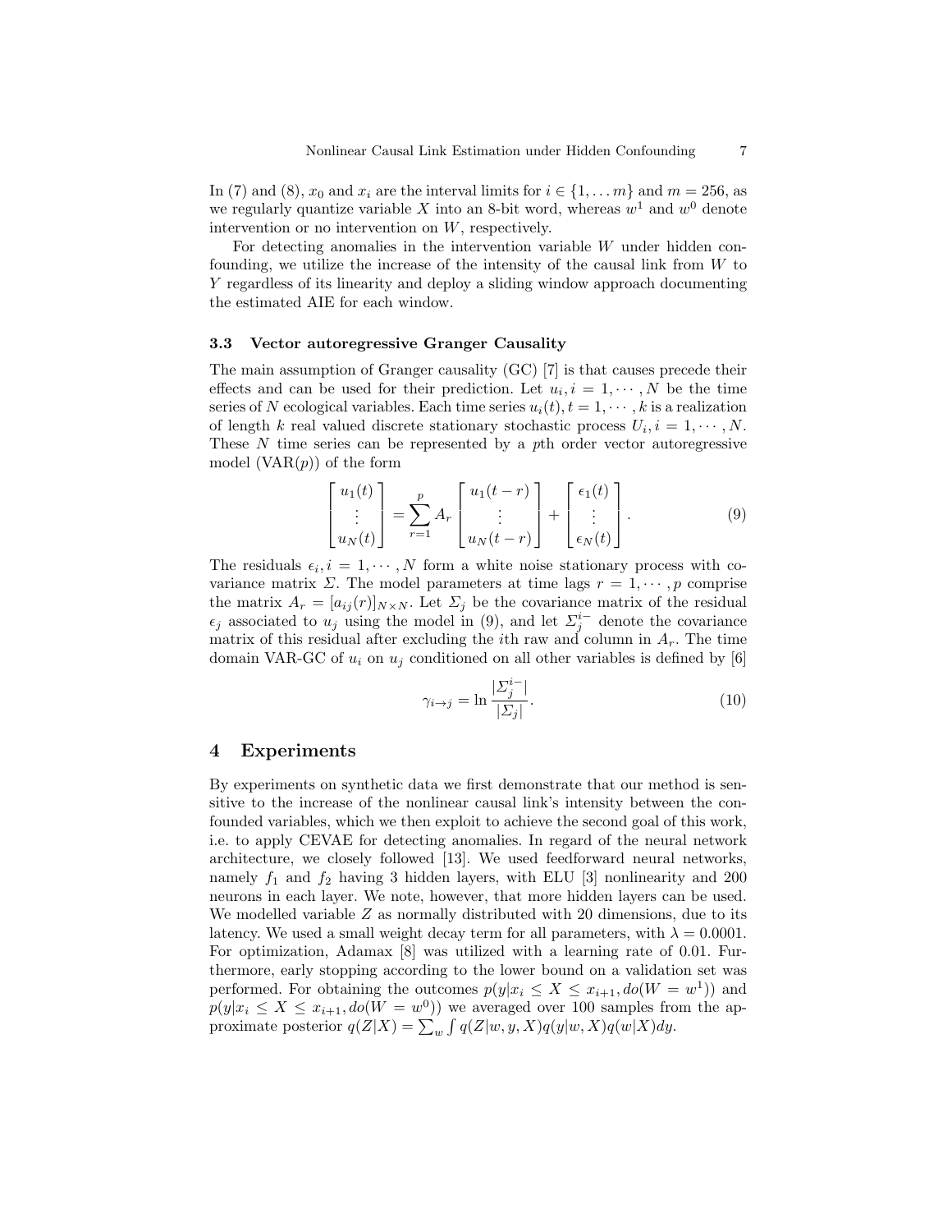In (7) and (8), $x_0$ and $x_i$ are the interval limits for $i \in \{1, \dots m\}$ and $m = 256$, as we regularly quantize variable $X$ into an 8-bit word, whereas $w^1$ and $w^0$ denote intervention or no intervention on $W$, respectively.

For detecting anomalies in the intervention variable $W$ under hidden confounding, we utilize the increase of the intensity of the causal link from $W$ to $Y$ regardless of its linearity and deploy a sliding window approach documenting the estimated AIE for each window.

### 3.3 Vector autoregressive Granger Causality

The main assumption of Granger causality (GC) [7] is that causes precede their effects and can be used for their prediction. Let $u_i, i = 1, \cdots, N$ be the time series of $N$ ecological variables. Each time series $u_i(t), t = 1, \cdots, k$ is a realization of length $k$ real valued discrete stationary stochastic process $U_i, i = 1, \cdots, N$. These $N$ time series can be represented by a $p$th order vector autoregressive model (VAR($p$)) of the form

$$\begin{bmatrix} u_1(t) \\ \vdots \\ u_N(t) \end{bmatrix} = \sum_{r=1}^{p} A_r \begin{bmatrix} u_1(t-r) \\ \vdots \\ u_N(t-r) \end{bmatrix} + \begin{bmatrix} \epsilon_1(t) \\ \vdots \\ \epsilon_N(t) \end{bmatrix}. \tag{9}$$

The residuals $\epsilon_i, i = 1, \cdots, N$ form a white noise stationary process with covariance matrix $\Sigma$. The model parameters at time lags $r = 1, \cdots, p$ comprise the matrix $A_r = [a_{ij}(r)]_{N \times N}$. Let $\Sigma_j$ be the covariance matrix of the residual $\epsilon_j$ associated to $u_j$ using the model in (9), and let $\Sigma_j^{i-}$ denote the covariance matrix of this residual after excluding the $i$th raw and column in $A_r$. The time domain VAR-GC of $u_i$ on $u_j$ conditioned on all other variables is defined by [6]

$$\gamma_{i \to j} = \ln \frac{|\Sigma_j^{i-}|}{|\Sigma_j|}. \tag{10}$$

## 4 Experiments

By experiments on synthetic data we first demonstrate that our method is sensitive to the increase of the nonlinear causal link's intensity between the confounded variables, which we then exploit to achieve the second goal of this work, i.e. to apply CEVAE for detecting anomalies. In regard of the neural network architecture, we closely followed [13]. We used feedforward neural networks, namely $f_1$ and $f_2$ having 3 hidden layers, with ELU [3] nonlinearity and 200 neurons in each layer. We note, however, that more hidden layers can be used. We modelled variable $Z$ as normally distributed with 20 dimensions, due to its latency. We used a small weight decay term for all parameters, with $\lambda = 0.0001$. For optimization, Adamax [8] was utilized with a learning rate of 0.01. Furthermore, early stopping according to the lower bound on a validation set was performed. For obtaining the outcomes $p(y|x_i \leq X \leq x_{i+1}, do(W = w^1))$ and $p(y|x_i \leq X \leq x_{i+1}, do(W = w^0))$ we averaged over 100 samples from the approximate posterior $q(Z|X) = \sum_w \int q(Z|w, y, X) q(y|w, X) q(w|X) dy$.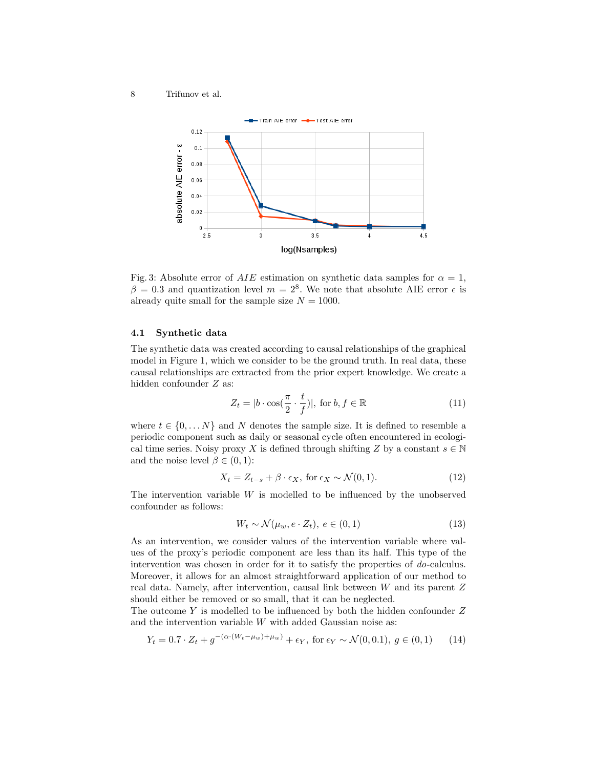Fig. 3: Absolute error of $AIE$ estimation on synthetic data samples for $\alpha = 1$, $\beta = 0.3$ and quantization level $m = 2^8$. We note that absolute AIE error $\epsilon$ is already quite small for the sample size $N = 1000$.

### 4.1 Synthetic data

The synthetic data was created according to causal relationships of the graphical model in Figure 1, which we consider to be the ground truth. In real data, these causal relationships are extracted from the prior expert knowledge. We create a hidden confounder $Z$ as:

$$Z_t = |b \cdot \cos(\frac{\pi}{2} \cdot \frac{t}{f})|, \text{ for } b, f \in \mathbb{R} \tag{11}$$

where $t \in \{0, \dots N\}$ and $N$ denotes the sample size. It is defined to resemble a periodic component such as daily or seasonal cycle often encountered in ecological time series. Noisy proxy $X$ is defined through shifting $Z$ by a constant $s \in \mathbb{N}$ and the noise level $\beta \in (0, 1)$:

$$X_t = Z_{t-s} + \beta \cdot \epsilon_X, \text{ for } \epsilon_X \sim \mathcal{N}(0, 1). \tag{12}$$

The intervention variable $W$ is modelled to be influenced by the unobserved confounder as follows:

$$W_t \sim \mathcal{N}(\mu_w, e \cdot Z_t), \; e \in (0, 1) \tag{13}$$

As an intervention, we consider values of the intervention variable where values of the proxy's periodic component are less than its half. This type of the intervention was chosen in order for it to satisfy the properties of *do*-calculus. Moreover, it allows for an almost straightforward application of our method to real data. Namely, after intervention, causal link between $W$ and its parent $Z$ should either be removed or so small, that it can be neglected.

The outcome $Y$ is modelled to be influenced by both the hidden confounder $Z$ and the intervention variable $W$ with added Gaussian noise as:

$$Y_t = 0.7 \cdot Z_t + g^{-(\alpha \cdot (W_t - \mu_w) + \mu_w)} + \epsilon_Y, \text{ for } \epsilon_Y \sim \mathcal{N}(0, 0.1), \; g \in (0, 1) \tag{14}$$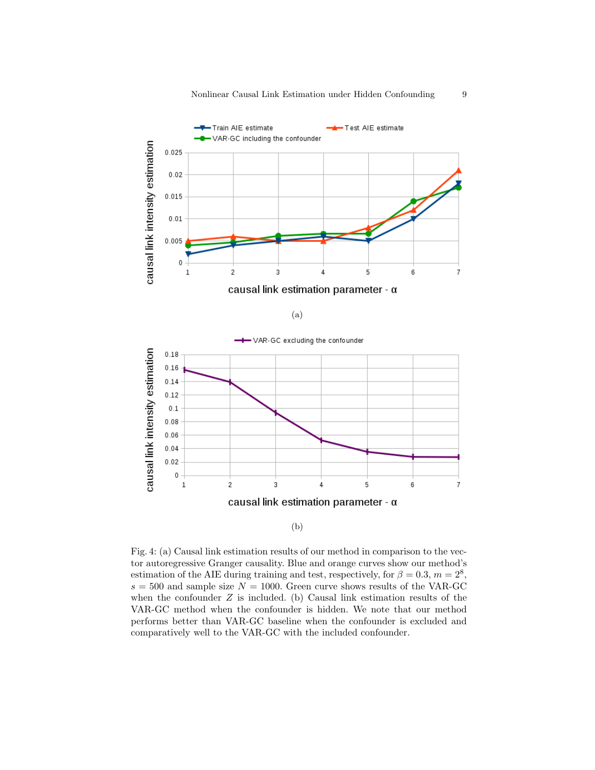(a)

(b)

Fig. 4: (a) Causal link estimation results of our method in comparison to the vector autoregressive Granger causality. Blue and orange curves show our method's estimation of the AIE during training and test, respectively, for $\beta = 0.3$, $m = 2^8$, $s = 500$ and sample size $N = 1000$. Green curve shows results of the VAR-GC when the confounder $Z$ is included. (b) Causal link estimation results of the VAR-GC method when the confounder is hidden. We note that our method performs better than VAR-GC baseline when the confounder is excluded and comparatively well to the VAR-GC with the included confounder.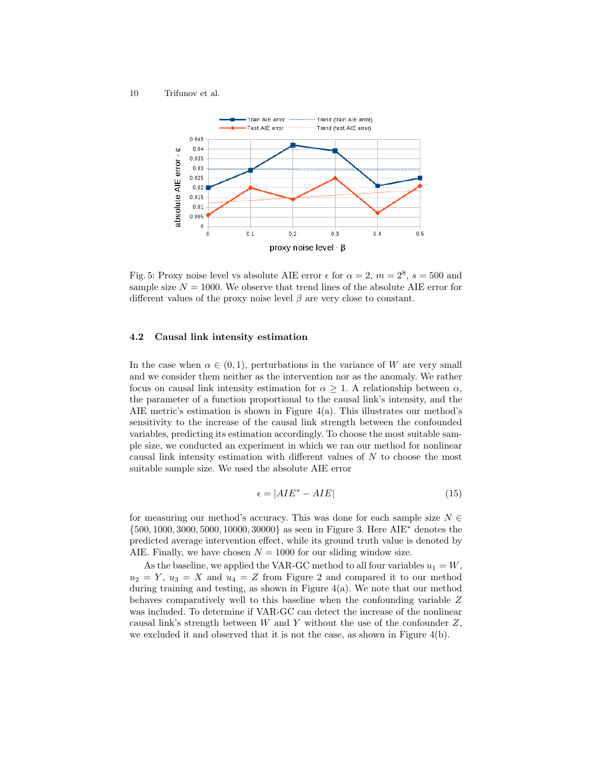Fig. 5: Proxy noise level vs absolute AIE error $\epsilon$ for $\alpha = 2$, $m = 2^8$, $s = 500$ and sample size $N = 1000$. We observe that trend lines of the absolute AIE error for different values of the proxy noise level $\beta$ are very close to constant.

### 4.2 Causal link intensity estimation

In the case when $\alpha \in (0, 1)$, perturbations in the variance of $W$ are very small and we consider them neither as the intervention nor as the anomaly. We rather focus on causal link intensity estimation for $\alpha \geq 1$. A relationship between $\alpha$, the parameter of a function proportional to the causal link's intensity, and the AIE metric's estimation is shown in Figure 4(a). This illustrates our method's sensitivity to the increase of the causal link strength between the confounded variables, predicting its estimation accordingly. To choose the most suitable sample size, we conducted an experiment in which we ran our method for nonlinear causal link intensity estimation with different values of $N$ to choose the most suitable sample size. We used the absolute AIE error

$$\epsilon = |AIE^* - AIE| \tag{15}$$

for measuring our method's accuracy. This was done for each sample size $N \in \{500, 1000, 3000, 5000, 10000, 30000\}$ as seen in Figure 3. Here $\text{AIE}^*$ denotes the predicted average intervention effect, while its ground truth value is denoted by AIE. Finally, we have chosen $N = 1000$ for our sliding window size.

As the baseline, we applied the VAR-GC method to all four variables $u_1 = W$, $u_2 = Y$, $u_3 = X$ and $u_4 = Z$ from Figure 2 and compared it to our method during training and testing, as shown in Figure 4(a). We note that our method behaves comparatively well to this baseline when the confounding variable $Z$ was included. To determine if VAR-GC can detect the increase of the nonlinear causal link's strength between $W$ and $Y$ without the use of the confounder $Z$, we excluded it and observed that it is not the case, as shown in Figure 4(b).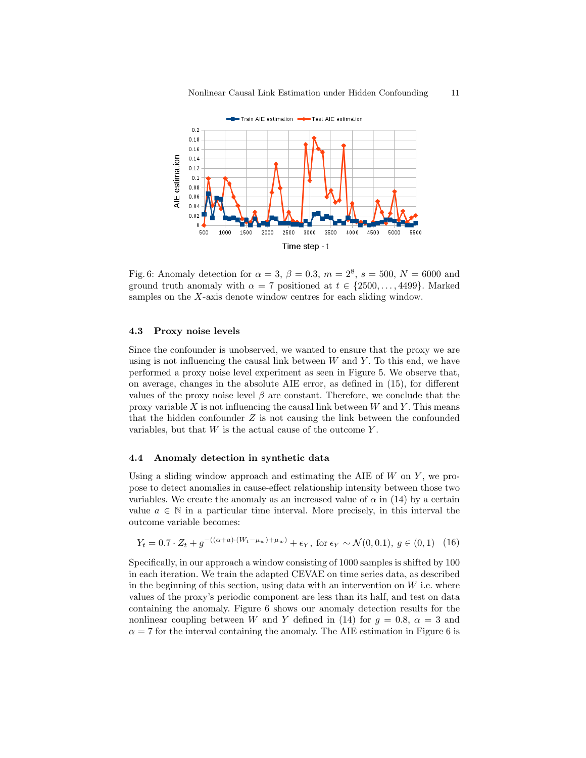Fig. 6: Anomaly detection for $\alpha = 3$, $\beta = 0.3$, $m = 2^8$, $s = 500$, $N = 6000$ and ground truth anomaly with $\alpha = 7$ positioned at $t \in \{2500, \ldots, 4499\}$. Marked samples on the $X$-axis denote window centres for each sliding window.

### 4.3 Proxy noise levels

Since the confounder is unobserved, we wanted to ensure that the proxy we are using is not influencing the causal link between $W$ and $Y$. To this end, we have performed a proxy noise level experiment as seen in Figure 5. We observe that, on average, changes in the absolute AIE error, as defined in (15), for different values of the proxy noise level $\beta$ are constant. Therefore, we conclude that the proxy variable $X$ is not influencing the causal link between $W$ and $Y$. This means that the hidden confounder $Z$ is not causing the link between the confounded variables, but that $W$ is the actual cause of the outcome $Y$.

### 4.4 Anomaly detection in synthetic data

Using a sliding window approach and estimating the AIE of $W$ on $Y$, we propose to detect anomalies in cause-effect relationship intensity between those two variables. We create the anomaly as an increased value of $\alpha$ in (14) by a certain value $a \in \mathbb{N}$ in a particular time interval. More precisely, in this interval the outcome variable becomes:

$$Y_t = 0.7 \cdot Z_t + g^{-((\alpha+a)\cdot(W_t-\mu_w)+\mu_w)} + \epsilon_Y, \text{ for } \epsilon_Y \sim \mathcal{N}(0, 0.1),\ g \in (0, 1) \quad (16)$$

Specifically, in our approach a window consisting of 1000 samples is shifted by 100 in each iteration. We train the adapted CEVAE on time series data, as described in the beginning of this section, using data with an intervention on $W$ i.e. where values of the proxy's periodic component are less than its half, and test on data containing the anomaly. Figure 6 shows our anomaly detection results for the nonlinear coupling between $W$ and $Y$ defined in (14) for $g = 0.8$, $\alpha = 3$ and $\alpha = 7$ for the interval containing the anomaly. The AIE estimation in Figure 6 is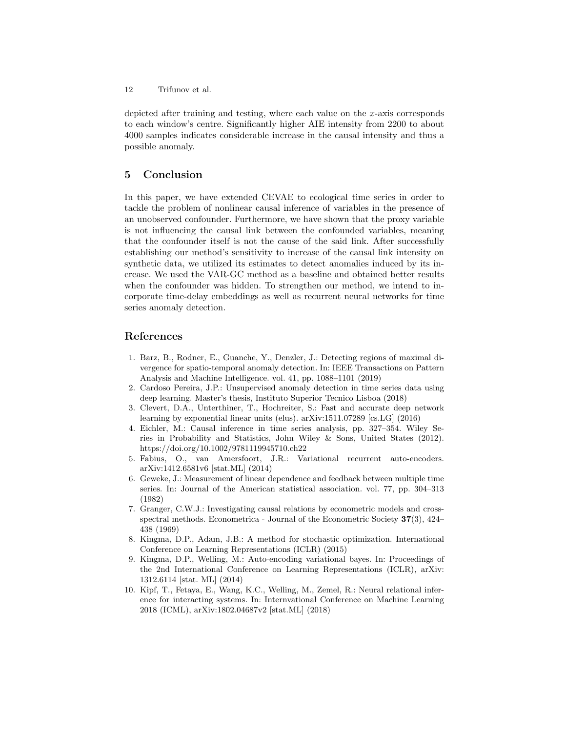depicted after training and testing, where each value on the $x$-axis corresponds to each window's centre. Significantly higher AIE intensity from 2200 to about 4000 samples indicates considerable increase in the causal intensity and thus a possible anomaly.

## 5 Conclusion

In this paper, we have extended CEVAE to ecological time series in order to tackle the problem of nonlinear causal inference of variables in the presence of an unobserved confounder. Furthermore, we have shown that the proxy variable is not influencing the causal link between the confounded variables, meaning that the confounder itself is not the cause of the said link. After successfully establishing our method's sensitivity to increase of the causal link intensity on synthetic data, we utilized its estimates to detect anomalies induced by its increase. We used the VAR-GC method as a baseline and obtained better results when the confounder was hidden. To strengthen our method, we intend to incorporate time-delay embeddings as well as recurrent neural networks for time series anomaly detection.

## References

1. Barz, B., Rodner, E., Guanche, Y., Denzler, J.: Detecting regions of maximal divergence for spatio-temporal anomaly detection. In: IEEE Transactions on Pattern Analysis and Machine Intelligence. vol. 41, pp. 1088–1101 (2019)
2. Cardoso Pereira, J.P.: Unsupervised anomaly detection in time series data using deep learning. Master's thesis, Instituto Superior Tecnico Lisboa (2018)
3. Clevert, D.A., Unterthiner, T., Hochreiter, S.: Fast and accurate deep network learning by exponential linear units (elus). arXiv:1511.07289 [cs.LG] (2016)
4. Eichler, M.: Causal inference in time series analysis, pp. 327–354. Wiley Series in Probability and Statistics, John Wiley & Sons, United States (2012). https://doi.org/10.1002/9781119945710.ch22
5. Fabius, O., van Amersfoort, J.R.: Variational recurrent auto-encoders. arXiv:1412.6581v6 [stat.ML] (2014)
6. Geweke, J.: Measurement of linear dependence and feedback between multiple time series. In: Journal of the American statistical association. vol. 77, pp. 304–313 (1982)
7. Granger, C.W.J.: Investigating causal relations by econometric models and cross-spectral methods. Econometrica - Journal of the Econometric Society **37**(3), 424–438 (1969)
8. Kingma, D.P., Adam, J.B.: A method for stochastic optimization. International Conference on Learning Representations (ICLR) (2015)
9. Kingma, D.P., Welling, M.: Auto-encoding variational bayes. In: Proceedings of the 2nd International Conference on Learning Representations (ICLR), arXiv: 1312.6114 [stat. ML] (2014)
10. Kipf, T., Fetaya, E., Wang, K.C., Welling, M., Zemel, R.: Neural relational inference for interacting systems. In: Internvational Conference on Machine Learning 2018 (ICML), arXiv:1802.04687v2 [stat.ML] (2018)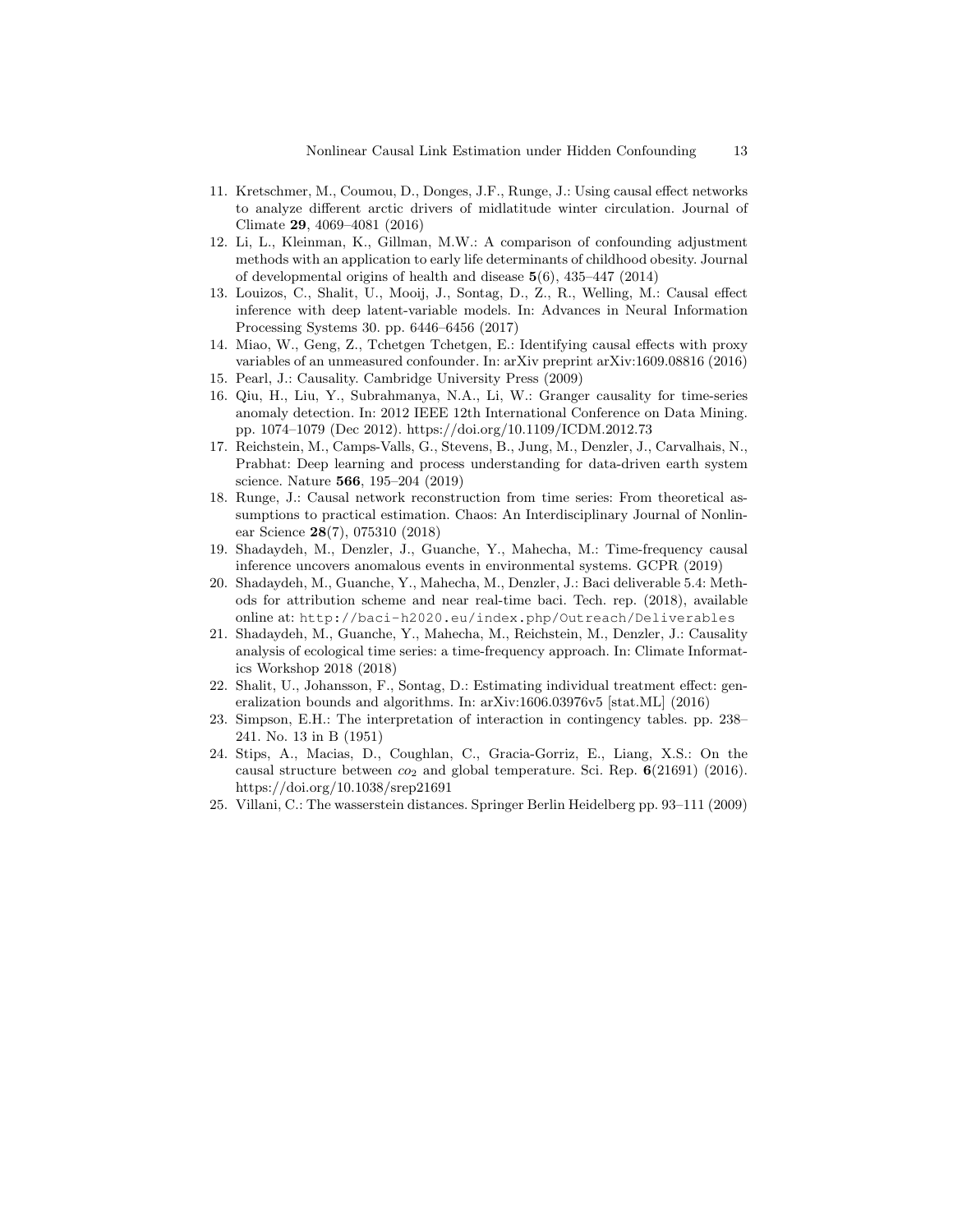11. Kretschmer, M., Coumou, D., Donges, J.F., Runge, J.: Using causal effect networks to analyze different arctic drivers of midlatitude winter circulation. Journal of Climate **29**, 4069–4081 (2016)
12. Li, L., Kleinman, K., Gillman, M.W.: A comparison of confounding adjustment methods with an application to early life determinants of childhood obesity. Journal of developmental origins of health and disease **5**(6), 435–447 (2014)
13. Louizos, C., Shalit, U., Mooij, J., Sontag, D., Z., R., Welling, M.: Causal effect inference with deep latent-variable models. In: Advances in Neural Information Processing Systems 30. pp. 6446–6456 (2017)
14. Miao, W., Geng, Z., Tchetgen Tchetgen, E.: Identifying causal effects with proxy variables of an unmeasured confounder. In: arXiv preprint arXiv:1609.08816 (2016)
15. Pearl, J.: Causality. Cambridge University Press (2009)
16. Qiu, H., Liu, Y., Subrahmanya, N.A., Li, W.: Granger causality for time-series anomaly detection. In: 2012 IEEE 12th International Conference on Data Mining. pp. 1074–1079 (Dec 2012). https://doi.org/10.1109/ICDM.2012.73
17. Reichstein, M., Camps-Valls, G., Stevens, B., Jung, M., Denzler, J., Carvalhais, N., Prabhat: Deep learning and process understanding for data-driven earth system science. Nature **566**, 195–204 (2019)
18. Runge, J.: Causal network reconstruction from time series: From theoretical assumptions to practical estimation. Chaos: An Interdisciplinary Journal of Nonlinear Science **28**(7), 075310 (2018)
19. Shadaydeh, M., Denzler, J., Guanche, Y., Mahecha, M.: Time-frequency causal inference uncovers anomalous events in environmental systems. GCPR (2019)
20. Shadaydeh, M., Guanche, Y., Mahecha, M., Denzler, J.: Baci deliverable 5.4: Methods for attribution scheme and near real-time baci. Tech. rep. (2018), available online at: `http://baci-h2020.eu/index.php/Outreach/Deliverables`
21. Shadaydeh, M., Guanche, Y., Mahecha, M., Reichstein, M., Denzler, J.: Causality analysis of ecological time series: a time-frequency approach. In: Climate Informatics Workshop 2018 (2018)
22. Shalit, U., Johansson, F., Sontag, D.: Estimating individual treatment effect: generalization bounds and algorithms. In: arXiv:1606.03976v5 [stat.ML] (2016)
23. Simpson, E.H.: The interpretation of interaction in contingency tables. pp. 238–241. No. 13 in B (1951)
24. Stips, A., Macias, D., Coughlan, C., Gracia-Gorriz, E., Liang, X.S.: On the causal structure between $co_2$ and global temperature. Sci. Rep. **6**(21691) (2016). https://doi.org/10.1038/srep21691
25. Villani, C.: The wasserstein distances. Springer Berlin Heidelberg pp. 93–111 (2009)